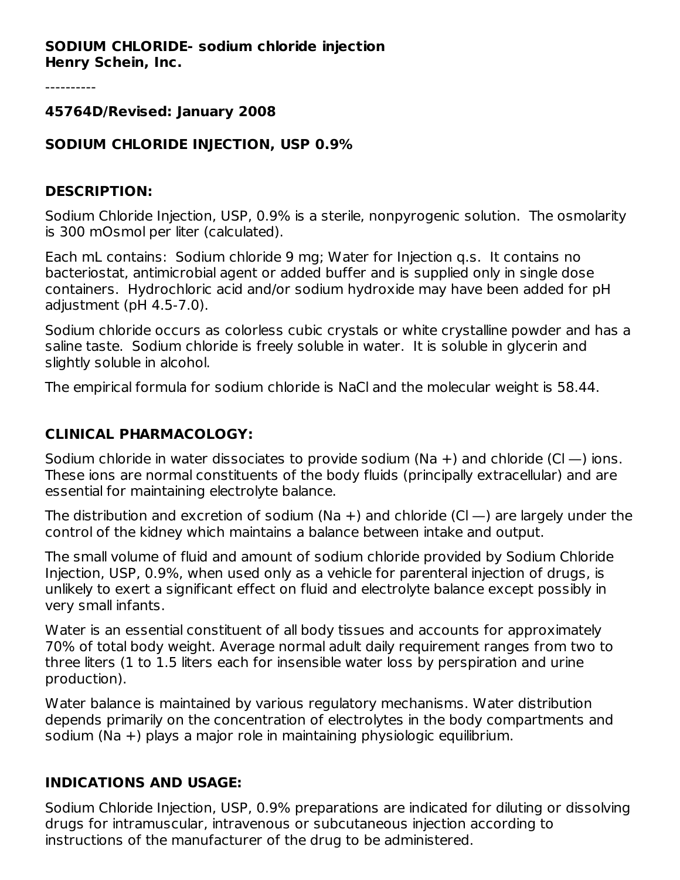**SODIUM CHLORIDE- sodium chloride injection**
**Henry Schein, Inc.**

----------

**45764D/Revised: January 2008**

**SODIUM CHLORIDE INJECTION, USP 0.9%**

## DESCRIPTION:

Sodium Chloride Injection, USP, 0.9% is a sterile, nonpyrogenic solution. The osmolarity is 300 mOsmol per liter (calculated).

Each mL contains: Sodium chloride 9 mg; Water for Injection q.s. It contains no bacteriostat, antimicrobial agent or added buffer and is supplied only in single dose containers. Hydrochloric acid and/or sodium hydroxide may have been added for pH adjustment (pH 4.5-7.0).

Sodium chloride occurs as colorless cubic crystals or white crystalline powder and has a saline taste. Sodium chloride is freely soluble in water. It is soluble in glycerin and slightly soluble in alcohol.

The empirical formula for sodium chloride is NaCl and the molecular weight is 58.44.

## CLINICAL PHARMACOLOGY:

Sodium chloride in water dissociates to provide sodium ($Na^+$) and chloride ($Cl^-$) ions. These ions are normal constituents of the body fluids (principally extracellular) and are essential for maintaining electrolyte balance.

The distribution and excretion of sodium ($Na^+$) and chloride ($Cl^-$) are largely under the control of the kidney which maintains a balance between intake and output.

The small volume of fluid and amount of sodium chloride provided by Sodium Chloride Injection, USP, 0.9%, when used only as a vehicle for parenteral injection of drugs, is unlikely to exert a significant effect on fluid and electrolyte balance except possibly in very small infants.

Water is an essential constituent of all body tissues and accounts for approximately 70% of total body weight. Average normal adult daily requirement ranges from two to three liters (1 to 1.5 liters each for insensible water loss by perspiration and urine production).

Water balance is maintained by various regulatory mechanisms. Water distribution depends primarily on the concentration of electrolytes in the body compartments and sodium ($Na^+$) plays a major role in maintaining physiologic equilibrium.

## INDICATIONS AND USAGE:

Sodium Chloride Injection, USP, 0.9% preparations are indicated for diluting or dissolving drugs for intramuscular, intravenous or subcutaneous injection according to instructions of the manufacturer of the drug to be administered.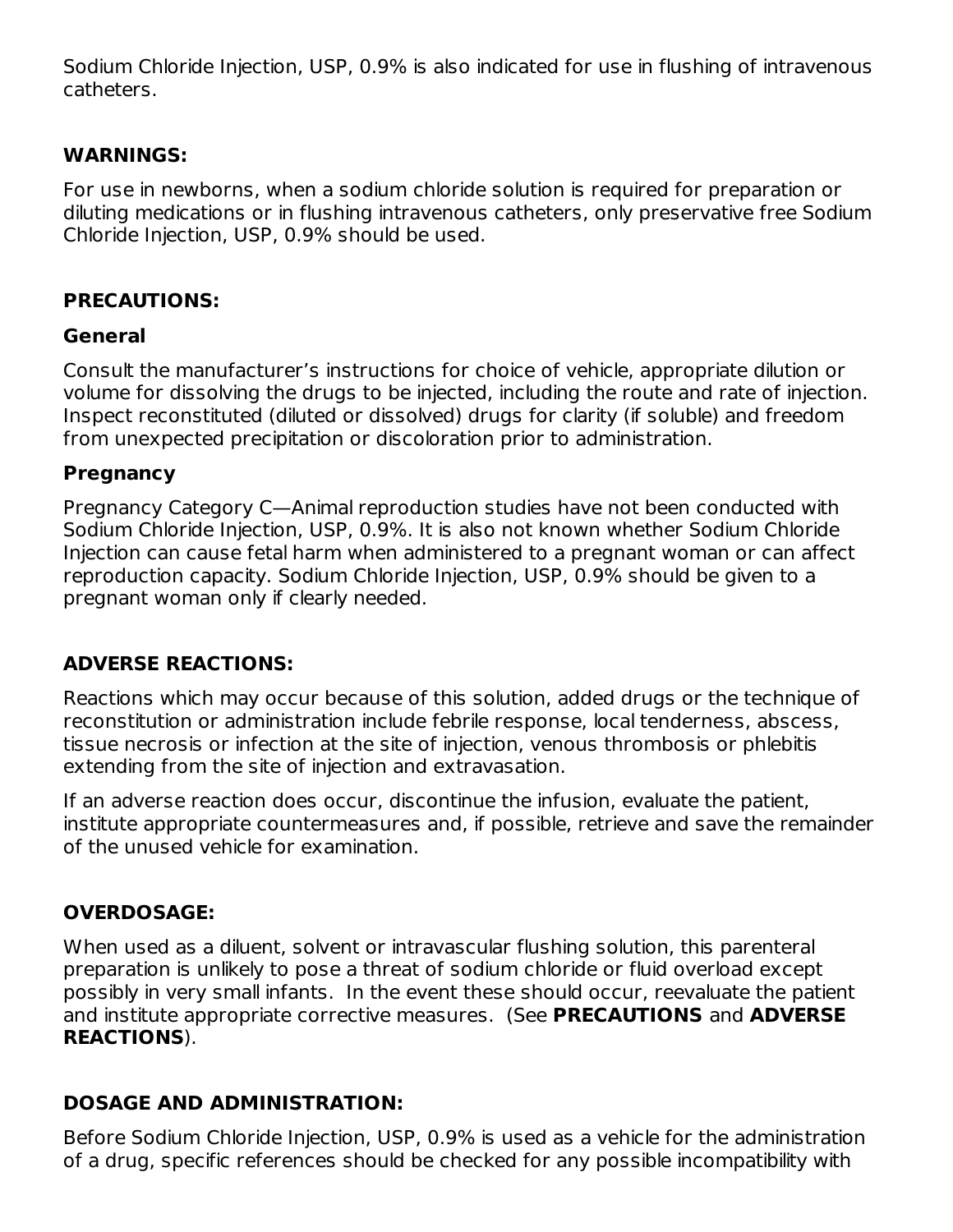Sodium Chloride Injection, USP, 0.9% is also indicated for use in flushing of intravenous catheters.

## WARNINGS:

For use in newborns, when a sodium chloride solution is required for preparation or diluting medications or in flushing intravenous catheters, only preservative free Sodium Chloride Injection, USP, 0.9% should be used.

## PRECAUTIONS:

### General

Consult the manufacturer's instructions for choice of vehicle, appropriate dilution or volume for dissolving the drugs to be injected, including the route and rate of injection. Inspect reconstituted (diluted or dissolved) drugs for clarity (if soluble) and freedom from unexpected precipitation or discoloration prior to administration.

### Pregnancy

Pregnancy Category C—Animal reproduction studies have not been conducted with Sodium Chloride Injection, USP, 0.9%. It is also not known whether Sodium Chloride Injection can cause fetal harm when administered to a pregnant woman or can affect reproduction capacity. Sodium Chloride Injection, USP, 0.9% should be given to a pregnant woman only if clearly needed.

## ADVERSE REACTIONS:

Reactions which may occur because of this solution, added drugs or the technique of reconstitution or administration include febrile response, local tenderness, abscess, tissue necrosis or infection at the site of injection, venous thrombosis or phlebitis extending from the site of injection and extravasation.

If an adverse reaction does occur, discontinue the infusion, evaluate the patient, institute appropriate countermeasures and, if possible, retrieve and save the remainder of the unused vehicle for examination.

## OVERDOSAGE:

When used as a diluent, solvent or intravascular flushing solution, this parenteral preparation is unlikely to pose a threat of sodium chloride or fluid overload except possibly in very small infants. In the event these should occur, reevaluate the patient and institute appropriate corrective measures. (See **PRECAUTIONS** and **ADVERSE REACTIONS**).

## DOSAGE AND ADMINISTRATION:

Before Sodium Chloride Injection, USP, 0.9% is used as a vehicle for the administration of a drug, specific references should be checked for any possible incompatibility with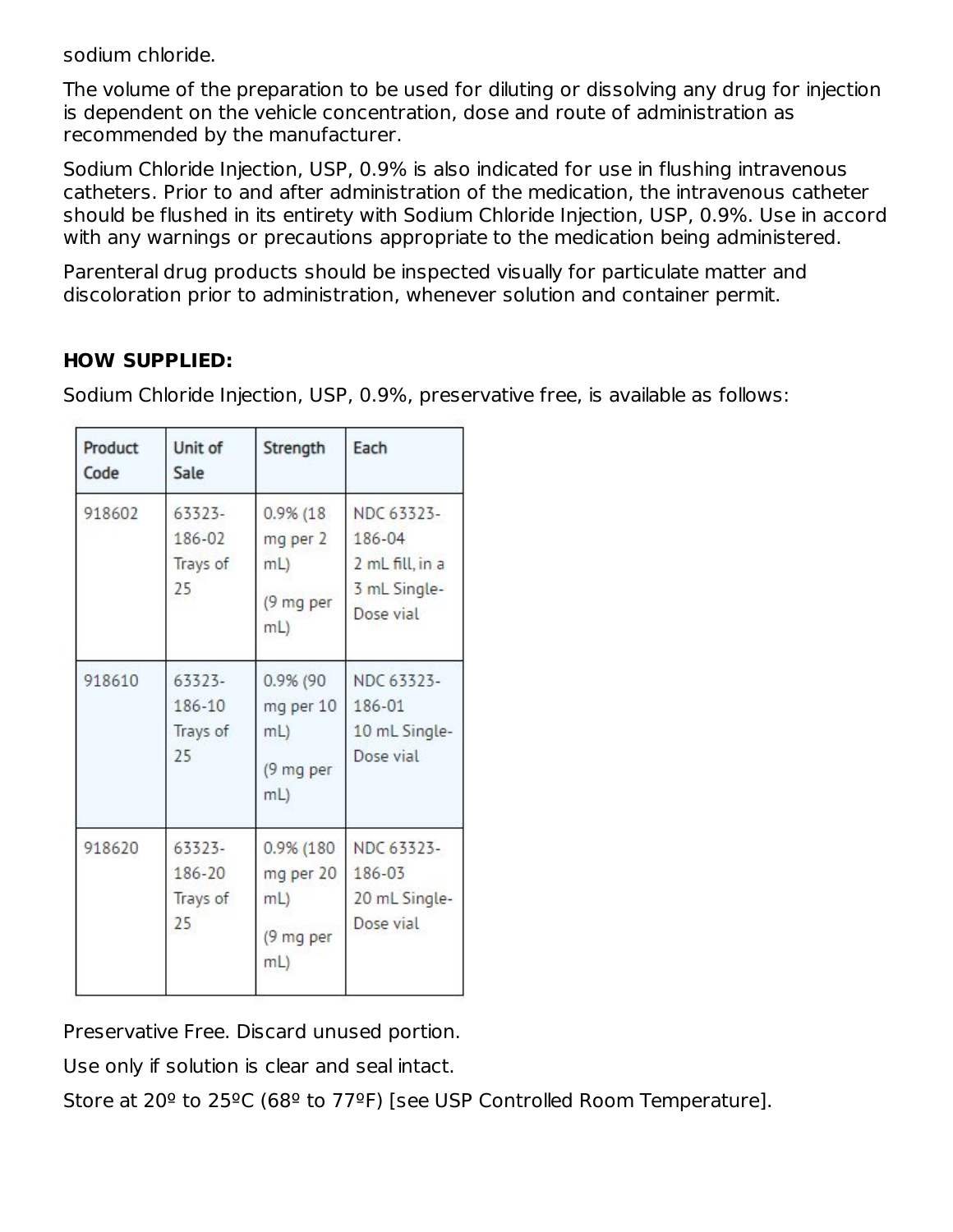sodium chloride.

The volume of the preparation to be used for diluting or dissolving any drug for injection is dependent on the vehicle concentration, dose and route of administration as recommended by the manufacturer.

Sodium Chloride Injection, USP, 0.9% is also indicated for use in flushing intravenous catheters. Prior to and after administration of the medication, the intravenous catheter should be flushed in its entirety with Sodium Chloride Injection, USP, 0.9%. Use in accord with any warnings or precautions appropriate to the medication being administered.

Parenteral drug products should be inspected visually for particulate matter and discoloration prior to administration, whenever solution and container permit.

**HOW SUPPLIED:**

Sodium Chloride Injection, USP, 0.9%, preservative free, is available as follows:

| Product Code | Unit of Sale | Strength | Each |
|---|---|---|---|
| 918602 | 63323-186-02 Trays of 25 | 0.9% (18 mg per 2 mL) (9 mg per mL) | NDC 63323-186-04 2 mL fill, in a 3 mL Single-Dose vial |
| 918610 | 63323-186-10 Trays of 25 | 0.9% (90 mg per 10 mL) (9 mg per mL) | NDC 63323-186-01 10 mL Single-Dose vial |
| 918620 | 63323-186-20 Trays of 25 | 0.9% (180 mg per 20 mL) (9 mg per mL) | NDC 63323-186-03 20 mL Single-Dose vial |

Preservative Free. Discard unused portion.

Use only if solution is clear and seal intact.

Store at 20º to 25ºC (68º to 77ºF) [see USP Controlled Room Temperature].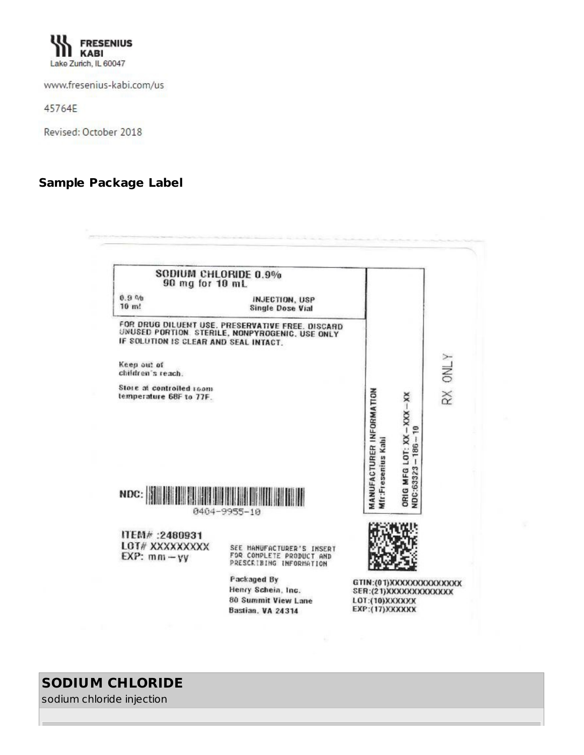FRESENIUS KABI
Lake Zurich, IL 60047

www.fresenius-kabi.com/us

45764E

Revised: October 2018

### Sample Package Label

SODIUM CHLORIDE 0.9%
90 mg for 10 mL

0.9 %
10 ml

INJECTION, USP
Single Dose Vial

FOR DRUG DILUENT USE. PRESERVATIVE FREE. DISCARD UNUSED PORTION. STERILE, NONPYROGENIC. USE ONLY IF SOLUTION IS CLEAR AND SEAL INTACT.

Keep out of children's reach.

Store at controlled room temperature 68F to 77F.

NDC: 0404-9955-10

MANUFACTURER INFORMATION
Mfr:Fresenius Kabi

ORIG MFG LOT: XX – XXX – XX
NDC:63323 – 186 – 10

RX ONLY

ITEM# :2480931
LOT# XXXXXXXXX
EXP: mm – yy

SEE MANUFACTURER'S INSERT FOR COMPLETE PRODUCT AND PRESCRIBING INFORMATION

Packaged By
Henry Schein, Inc.
80 Summit View Lane
Bastian, VA 24314

GTIN:(01)XXXXXXXXXXXXXX
SER:(21)XXXXXXXXXXXXX
LOT:(10)XXXXXX
EXP:(17)XXXXXX

## SODIUM CHLORIDE

sodium chloride injection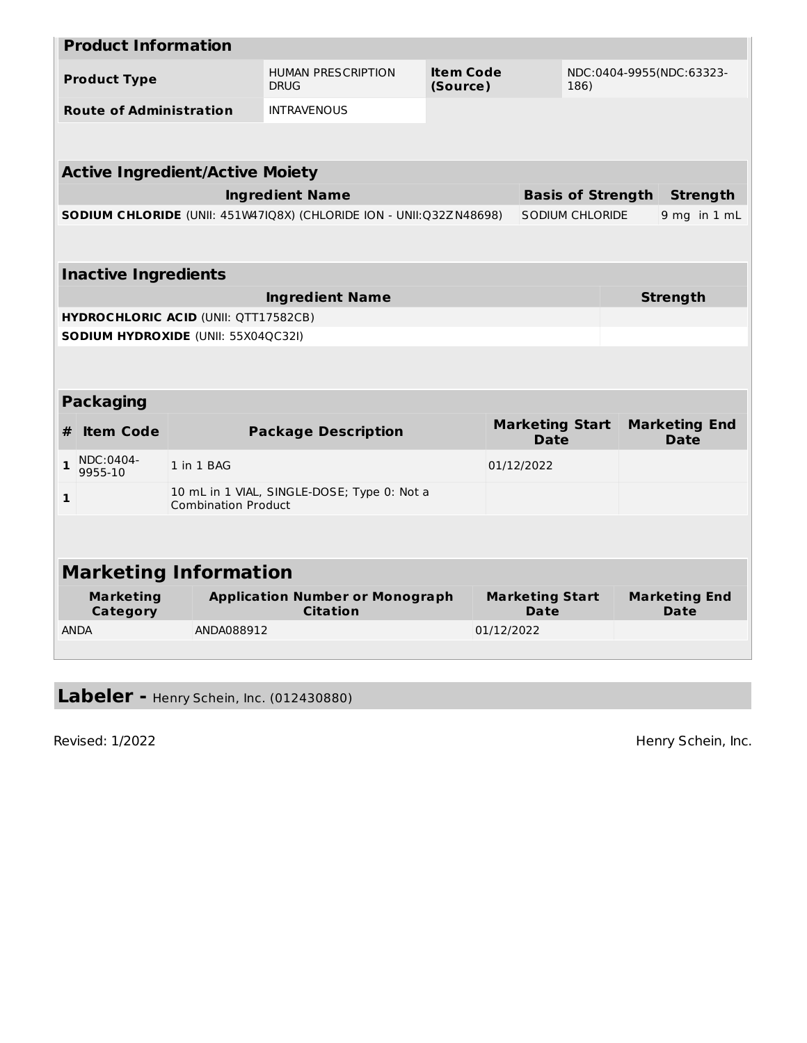| Product Information | | | |
|---|---|---|---|
| **Product Type** | HUMAN PRESCRIPTION DRUG | **Item Code (Source)** | NDC:0404-9955(NDC:63323-186) |
| **Route of Administration** | INTRAVENOUS | | |

| Active Ingredient/Active Moiety | | |
|---|---|---|
| **Ingredient Name** | **Basis of Strength** | **Strength** |
| **SODIUM CHLORIDE** (UNII: 451W47IQ8X) (CHLORIDE ION - UNII:Q32ZN48698) | SODIUM CHLORIDE | 9 mg in 1 mL |

| Inactive Ingredients | |
|---|---|
| **Ingredient Name** | **Strength** |
| **HYDROCHLORIC ACID** (UNII: QTT17582CB) | |
| **SODIUM HYDROXIDE** (UNII: 55X04QC32I) | |

| Packaging | | | | |
|---|---|---|---|---|
| **#** | **Item Code** | **Package Description** | **Marketing Start Date** | **Marketing End Date** |
| 1 | NDC:0404-9955-10 | 1 in 1 BAG | 01/12/2022 | |
| 1 | | 10 mL in 1 VIAL, SINGLE-DOSE; Type 0: Not a Combination Product | | |

| Marketing Information | | | |
|---|---|---|---|
| **Marketing Category** | **Application Number or Monograph Citation** | **Marketing Start Date** | **Marketing End Date** |
| ANDA | ANDA088912 | 01/12/2022 | |

## Labeler - Henry Schein, Inc. (012430880)

Revised: 1/2022

Henry Schein, Inc.